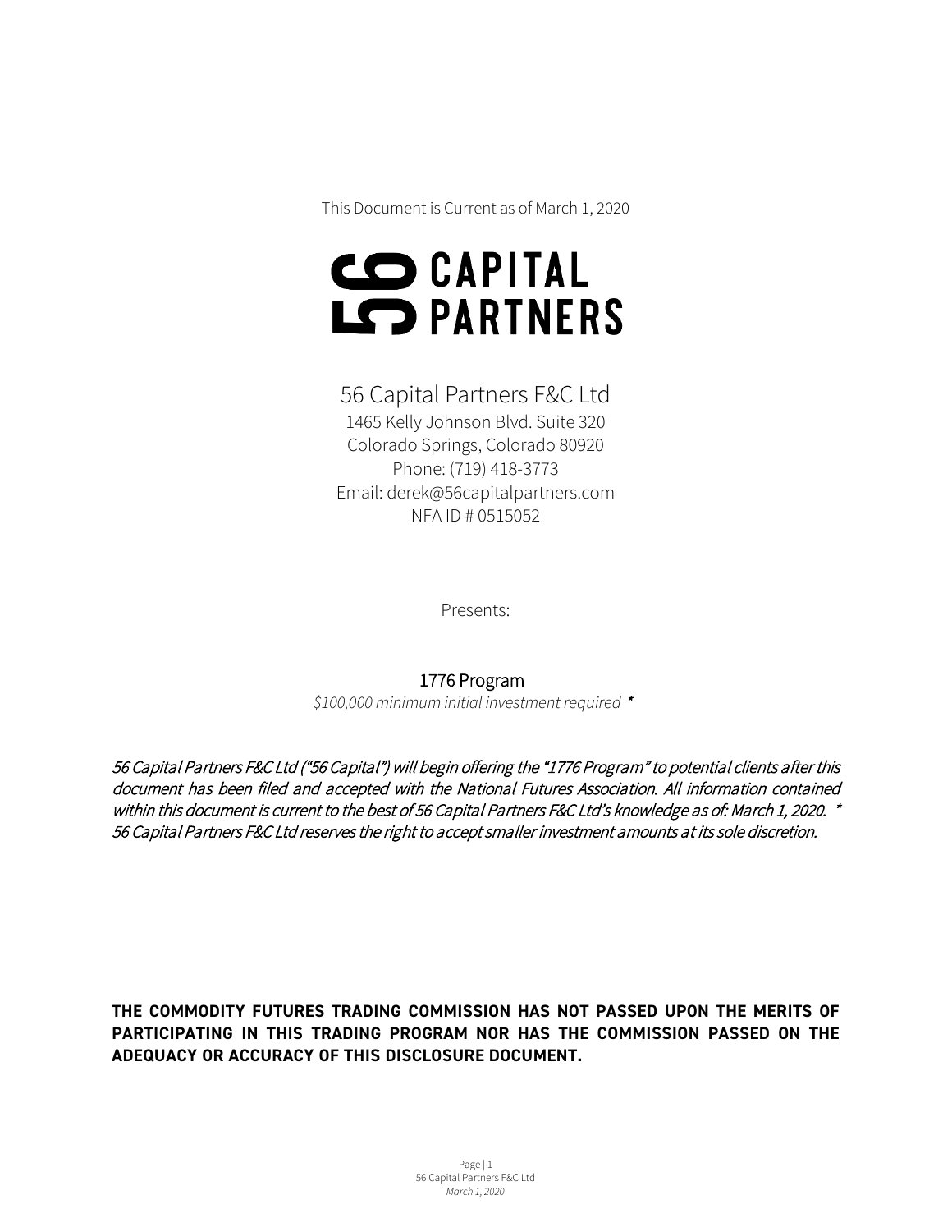This Document is Current as of March 1, 2020

# 56 CAPITAL PARTNERS

56 Capital Partners F&C Ltd
1465 Kelly Johnson Blvd. Suite 320
Colorado Springs, Colorado 80920
Phone: (719) 418-3773
Email: derek@56capitalpartners.com
NFA ID # 0515052

Presents:

## 1776 Program

*$100,000 minimum initial investment required* *

*56 Capital Partners F&C Ltd ("56 Capital") will begin offering the "1776 Program" to potential clients after this document has been filed and accepted with the National Futures Association. All information contained within this document is current to the best of 56 Capital Partners F&C Ltd's knowledge as of: March 1, 2020. * 56 Capital Partners F&C Ltd reserves the right to accept smaller investment amounts at its sole discretion.*

**THE COMMODITY FUTURES TRADING COMMISSION HAS NOT PASSED UPON THE MERITS OF PARTICIPATING IN THIS TRADING PROGRAM NOR HAS THE COMMISSION PASSED ON THE ADEQUACY OR ACCURACY OF THIS DISCLOSURE DOCUMENT.**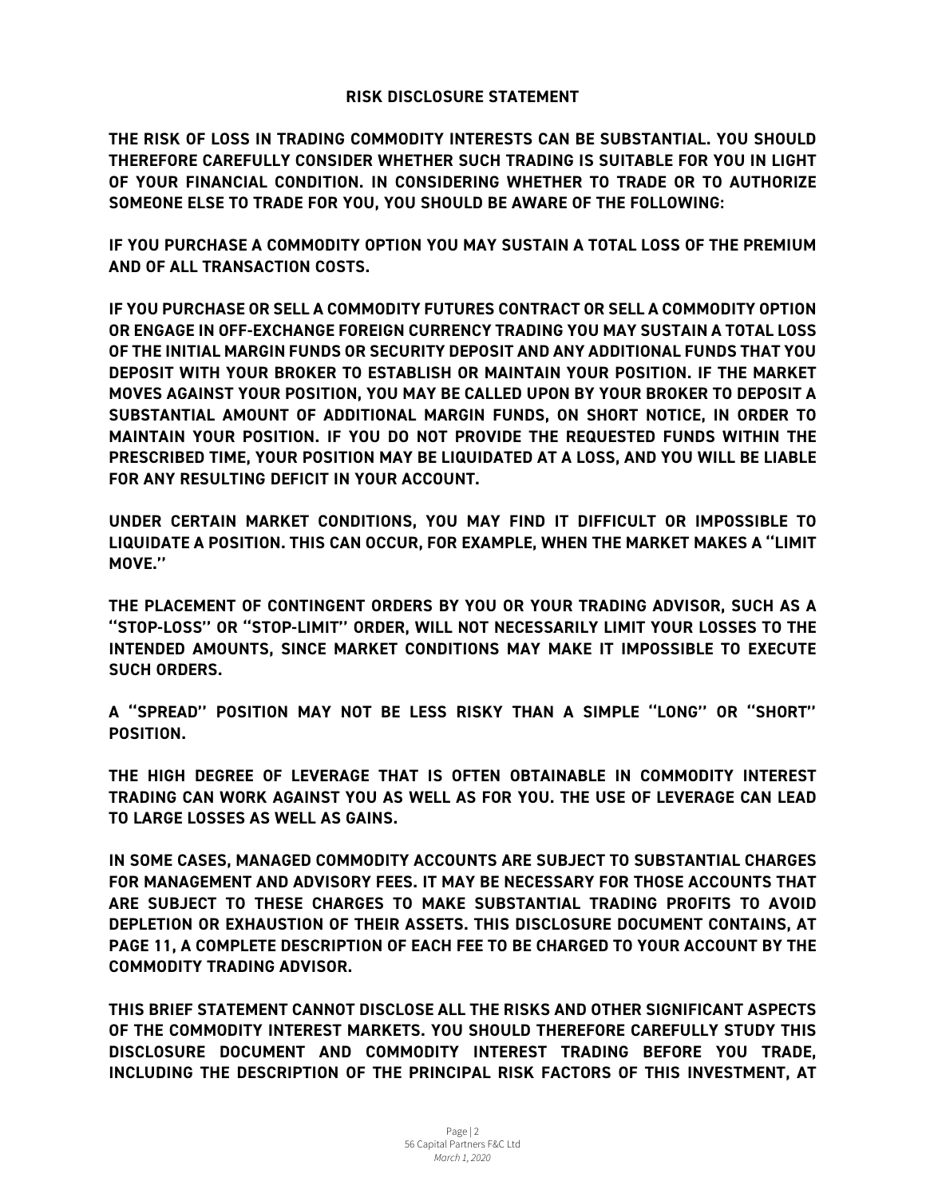## RISK DISCLOSURE STATEMENT

**THE RISK OF LOSS IN TRADING COMMODITY INTERESTS CAN BE SUBSTANTIAL. YOU SHOULD THEREFORE CAREFULLY CONSIDER WHETHER SUCH TRADING IS SUITABLE FOR YOU IN LIGHT OF YOUR FINANCIAL CONDITION. IN CONSIDERING WHETHER TO TRADE OR TO AUTHORIZE SOMEONE ELSE TO TRADE FOR YOU, YOU SHOULD BE AWARE OF THE FOLLOWING:**

**IF YOU PURCHASE A COMMODITY OPTION YOU MAY SUSTAIN A TOTAL LOSS OF THE PREMIUM AND OF ALL TRANSACTION COSTS.**

**IF YOU PURCHASE OR SELL A COMMODITY FUTURES CONTRACT OR SELL A COMMODITY OPTION OR ENGAGE IN OFF-EXCHANGE FOREIGN CURRENCY TRADING YOU MAY SUSTAIN A TOTAL LOSS OF THE INITIAL MARGIN FUNDS OR SECURITY DEPOSIT AND ANY ADDITIONAL FUNDS THAT YOU DEPOSIT WITH YOUR BROKER TO ESTABLISH OR MAINTAIN YOUR POSITION. IF THE MARKET MOVES AGAINST YOUR POSITION, YOU MAY BE CALLED UPON BY YOUR BROKER TO DEPOSIT A SUBSTANTIAL AMOUNT OF ADDITIONAL MARGIN FUNDS, ON SHORT NOTICE, IN ORDER TO MAINTAIN YOUR POSITION. IF YOU DO NOT PROVIDE THE REQUESTED FUNDS WITHIN THE PRESCRIBED TIME, YOUR POSITION MAY BE LIQUIDATED AT A LOSS, AND YOU WILL BE LIABLE FOR ANY RESULTING DEFICIT IN YOUR ACCOUNT.**

**UNDER CERTAIN MARKET CONDITIONS, YOU MAY FIND IT DIFFICULT OR IMPOSSIBLE TO LIQUIDATE A POSITION. THIS CAN OCCUR, FOR EXAMPLE, WHEN THE MARKET MAKES A "LIMIT MOVE."**

**THE PLACEMENT OF CONTINGENT ORDERS BY YOU OR YOUR TRADING ADVISOR, SUCH AS A "STOP-LOSS" OR "STOP-LIMIT" ORDER, WILL NOT NECESSARILY LIMIT YOUR LOSSES TO THE INTENDED AMOUNTS, SINCE MARKET CONDITIONS MAY MAKE IT IMPOSSIBLE TO EXECUTE SUCH ORDERS.**

**A "SPREAD" POSITION MAY NOT BE LESS RISKY THAN A SIMPLE "LONG" OR "SHORT" POSITION.**

**THE HIGH DEGREE OF LEVERAGE THAT IS OFTEN OBTAINABLE IN COMMODITY INTEREST TRADING CAN WORK AGAINST YOU AS WELL AS FOR YOU. THE USE OF LEVERAGE CAN LEAD TO LARGE LOSSES AS WELL AS GAINS.**

**IN SOME CASES, MANAGED COMMODITY ACCOUNTS ARE SUBJECT TO SUBSTANTIAL CHARGES FOR MANAGEMENT AND ADVISORY FEES. IT MAY BE NECESSARY FOR THOSE ACCOUNTS THAT ARE SUBJECT TO THESE CHARGES TO MAKE SUBSTANTIAL TRADING PROFITS TO AVOID DEPLETION OR EXHAUSTION OF THEIR ASSETS. THIS DISCLOSURE DOCUMENT CONTAINS, AT PAGE 11, A COMPLETE DESCRIPTION OF EACH FEE TO BE CHARGED TO YOUR ACCOUNT BY THE COMMODITY TRADING ADVISOR.**

**THIS BRIEF STATEMENT CANNOT DISCLOSE ALL THE RISKS AND OTHER SIGNIFICANT ASPECTS OF THE COMMODITY INTEREST MARKETS. YOU SHOULD THEREFORE CAREFULLY STUDY THIS DISCLOSURE DOCUMENT AND COMMODITY INTEREST TRADING BEFORE YOU TRADE, INCLUDING THE DESCRIPTION OF THE PRINCIPAL RISK FACTORS OF THIS INVESTMENT, AT**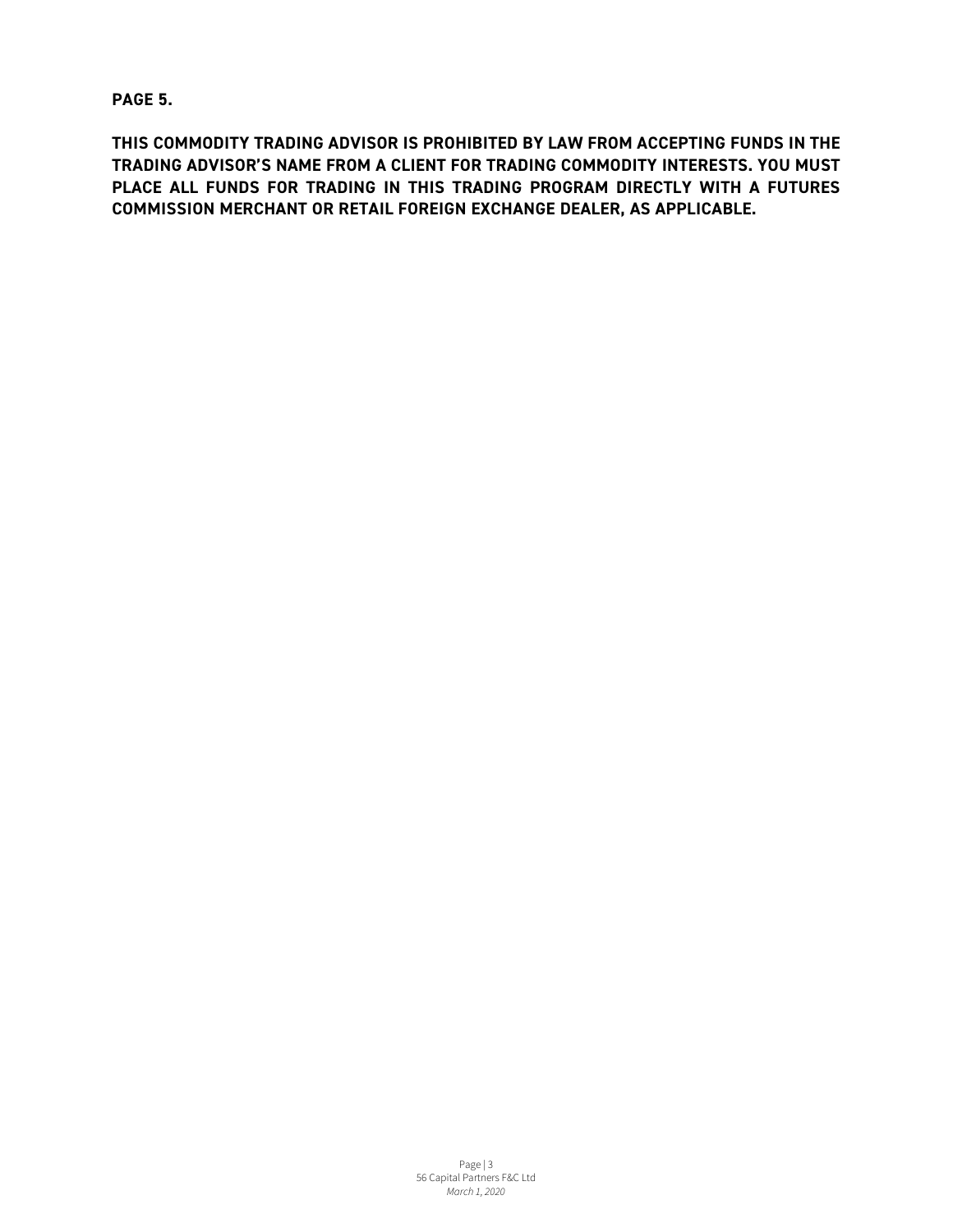**PAGE 5.**

**THIS COMMODITY TRADING ADVISOR IS PROHIBITED BY LAW FROM ACCEPTING FUNDS IN THE TRADING ADVISOR'S NAME FROM A CLIENT FOR TRADING COMMODITY INTERESTS. YOU MUST PLACE ALL FUNDS FOR TRADING IN THIS TRADING PROGRAM DIRECTLY WITH A FUTURES COMMISSION MERCHANT OR RETAIL FOREIGN EXCHANGE DEALER, AS APPLICABLE.**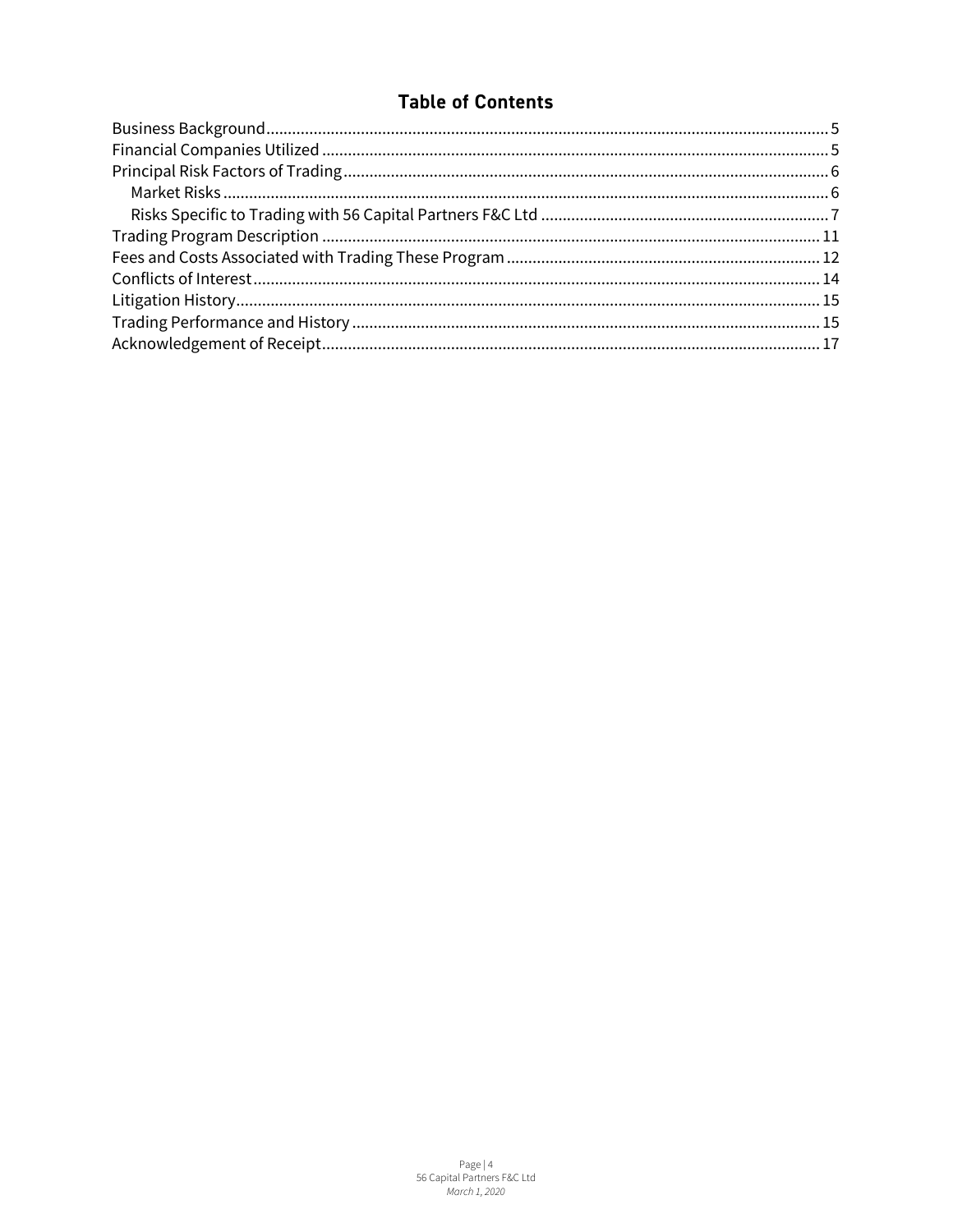## Table of Contents

- Business Background ........ 5
- Financial Companies Utilized ........ 5
- Principal Risk Factors of Trading ........ 6
  - Market Risks ........ 6
  - Risks Specific to Trading with 56 Capital Partners F&C Ltd ........ 7
- Trading Program Description ........ 11
- Fees and Costs Associated with Trading These Program ........ 12
- Conflicts of Interest ........ 14
- Litigation History ........ 15
- Trading Performance and History ........ 15
- Acknowledgement of Receipt ........ 17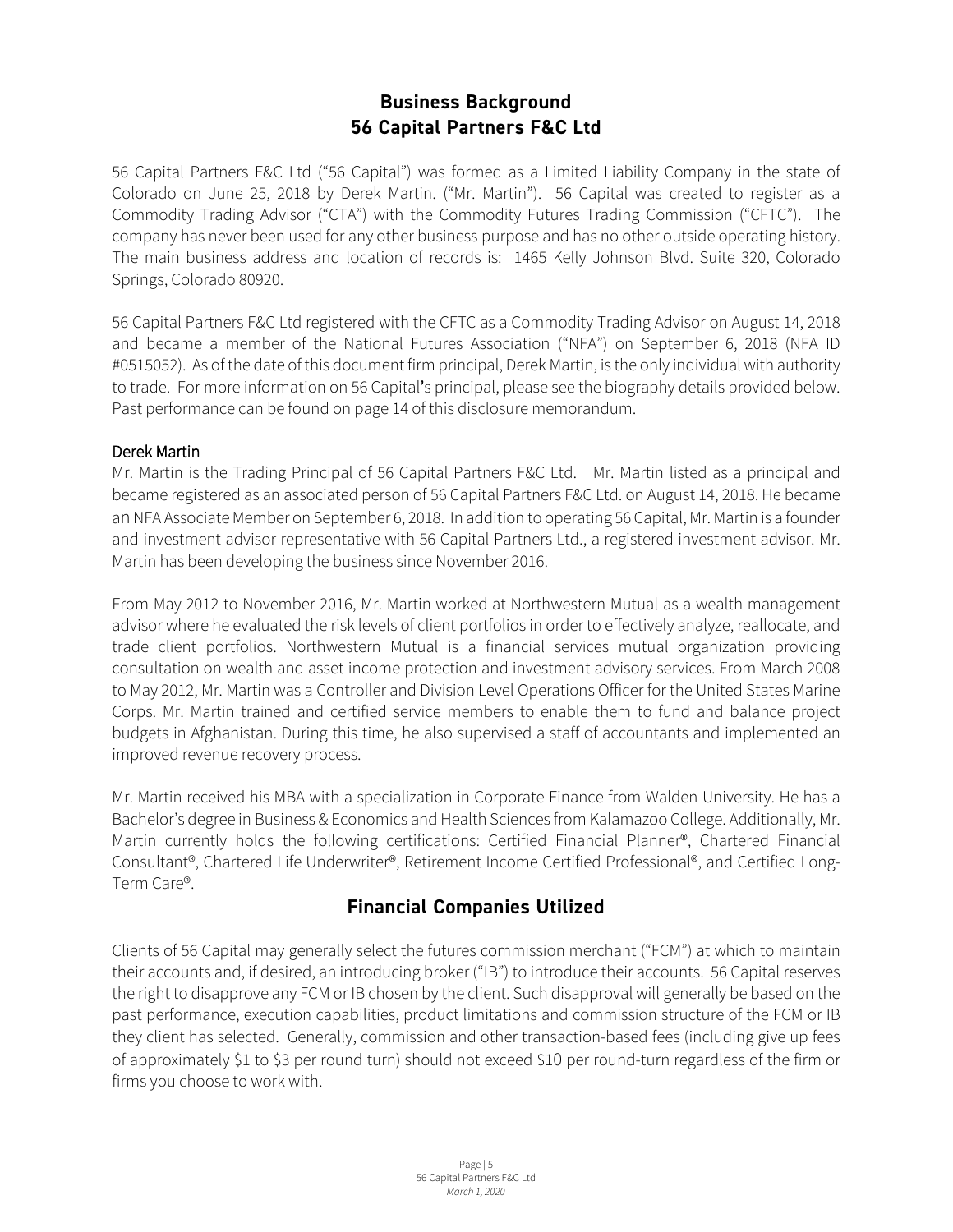# Business Background
# 56 Capital Partners F&C Ltd

56 Capital Partners F&C Ltd ("56 Capital") was formed as a Limited Liability Company in the state of Colorado on June 25, 2018 by Derek Martin. ("Mr. Martin"). 56 Capital was created to register as a Commodity Trading Advisor ("CTA") with the Commodity Futures Trading Commission ("CFTC"). The company has never been used for any other business purpose and has no other outside operating history. The main business address and location of records is: 1465 Kelly Johnson Blvd. Suite 320, Colorado Springs, Colorado 80920.

56 Capital Partners F&C Ltd registered with the CFTC as a Commodity Trading Advisor on August 14, 2018 and became a member of the National Futures Association ("NFA") on September 6, 2018 (NFA ID #0515052). As of the date of this document firm principal, Derek Martin, is the only individual with authority to trade. For more information on 56 Capital's principal, please see the biography details provided below. Past performance can be found on page 14 of this disclosure memorandum.

## Derek Martin

Mr. Martin is the Trading Principal of 56 Capital Partners F&C Ltd. Mr. Martin listed as a principal and became registered as an associated person of 56 Capital Partners F&C Ltd. on August 14, 2018. He became an NFA Associate Member on September 6, 2018. In addition to operating 56 Capital, Mr. Martin is a founder and investment advisor representative with 56 Capital Partners Ltd., a registered investment advisor. Mr. Martin has been developing the business since November 2016.

From May 2012 to November 2016, Mr. Martin worked at Northwestern Mutual as a wealth management advisor where he evaluated the risk levels of client portfolios in order to effectively analyze, reallocate, and trade client portfolios. Northwestern Mutual is a financial services mutual organization providing consultation on wealth and asset income protection and investment advisory services. From March 2008 to May 2012, Mr. Martin was a Controller and Division Level Operations Officer for the United States Marine Corps. Mr. Martin trained and certified service members to enable them to fund and balance project budgets in Afghanistan. During this time, he also supervised a staff of accountants and implemented an improved revenue recovery process.

Mr. Martin received his MBA with a specialization in Corporate Finance from Walden University. He has a Bachelor's degree in Business & Economics and Health Sciences from Kalamazoo College. Additionally, Mr. Martin currently holds the following certifications: Certified Financial Planner®, Chartered Financial Consultant®, Chartered Life Underwriter®, Retirement Income Certified Professional®, and Certified Long-Term Care®.

# Financial Companies Utilized

Clients of 56 Capital may generally select the futures commission merchant ("FCM") at which to maintain their accounts and, if desired, an introducing broker ("IB") to introduce their accounts. 56 Capital reserves the right to disapprove any FCM or IB chosen by the client. Such disapproval will generally be based on the past performance, execution capabilities, product limitations and commission structure of the FCM or IB they client has selected. Generally, commission and other transaction-based fees (including give up fees of approximately $1 to $3 per round turn) should not exceed $10 per round-turn regardless of the firm or firms you choose to work with.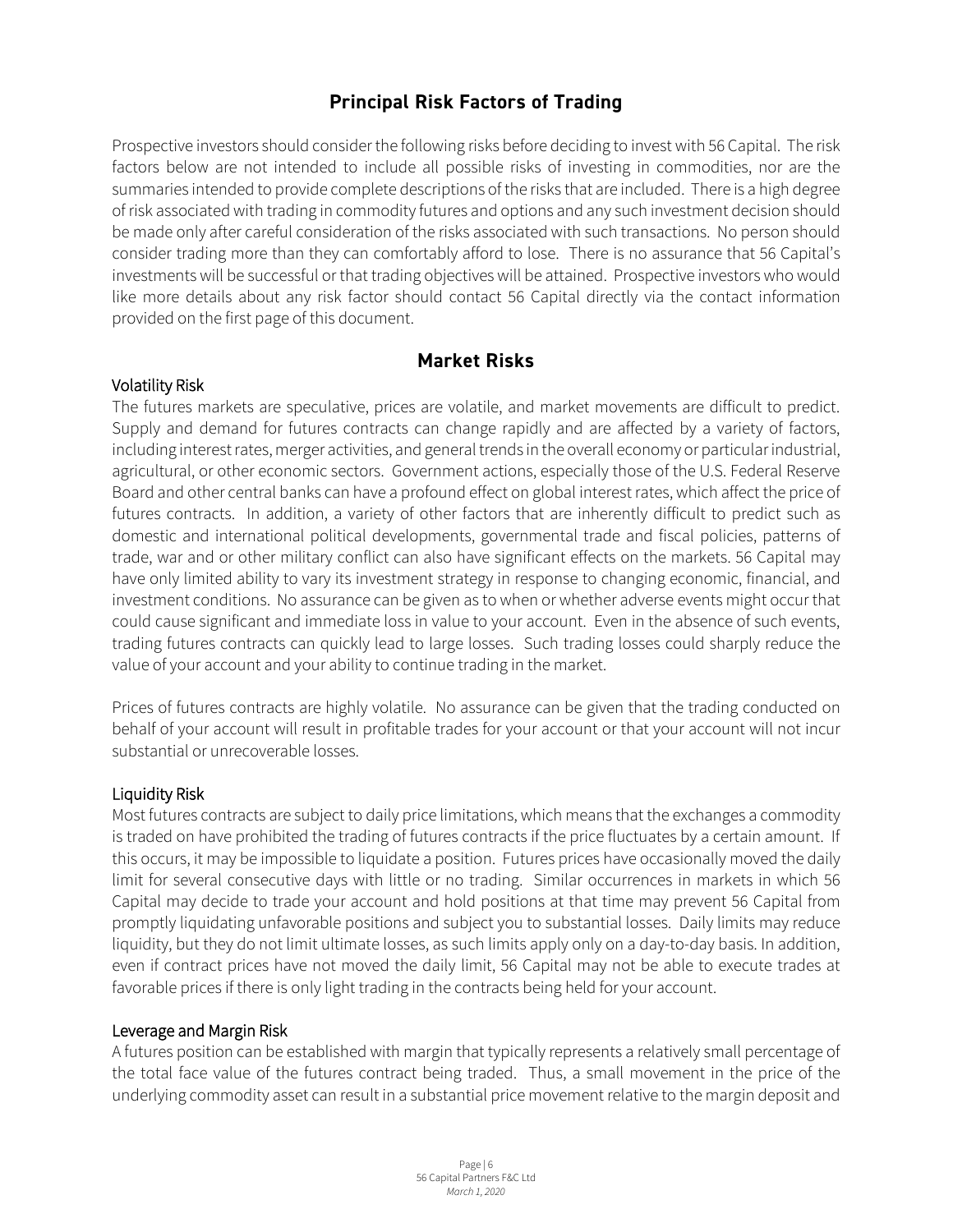## Principal Risk Factors of Trading

Prospective investors should consider the following risks before deciding to invest with 56 Capital. The risk factors below are not intended to include all possible risks of investing in commodities, nor are the summaries intended to provide complete descriptions of the risks that are included. There is a high degree of risk associated with trading in commodity futures and options and any such investment decision should be made only after careful consideration of the risks associated with such transactions. No person should consider trading more than they can comfortably afford to lose. There is no assurance that 56 Capital's investments will be successful or that trading objectives will be attained. Prospective investors who would like more details about any risk factor should contact 56 Capital directly via the contact information provided on the first page of this document.

## Market Risks

### Volatility Risk

The futures markets are speculative, prices are volatile, and market movements are difficult to predict. Supply and demand for futures contracts can change rapidly and are affected by a variety of factors, including interest rates, merger activities, and general trends in the overall economy or particular industrial, agricultural, or other economic sectors. Government actions, especially those of the U.S. Federal Reserve Board and other central banks can have a profound effect on global interest rates, which affect the price of futures contracts. In addition, a variety of other factors that are inherently difficult to predict such as domestic and international political developments, governmental trade and fiscal policies, patterns of trade, war and or other military conflict can also have significant effects on the markets. 56 Capital may have only limited ability to vary its investment strategy in response to changing economic, financial, and investment conditions. No assurance can be given as to when or whether adverse events might occur that could cause significant and immediate loss in value to your account. Even in the absence of such events, trading futures contracts can quickly lead to large losses. Such trading losses could sharply reduce the value of your account and your ability to continue trading in the market.

Prices of futures contracts are highly volatile. No assurance can be given that the trading conducted on behalf of your account will result in profitable trades for your account or that your account will not incur substantial or unrecoverable losses.

### Liquidity Risk

Most futures contracts are subject to daily price limitations, which means that the exchanges a commodity is traded on have prohibited the trading of futures contracts if the price fluctuates by a certain amount. If this occurs, it may be impossible to liquidate a position. Futures prices have occasionally moved the daily limit for several consecutive days with little or no trading. Similar occurrences in markets in which 56 Capital may decide to trade your account and hold positions at that time may prevent 56 Capital from promptly liquidating unfavorable positions and subject you to substantial losses. Daily limits may reduce liquidity, but they do not limit ultimate losses, as such limits apply only on a day-to-day basis. In addition, even if contract prices have not moved the daily limit, 56 Capital may not be able to execute trades at favorable prices if there is only light trading in the contracts being held for your account.

### Leverage and Margin Risk

A futures position can be established with margin that typically represents a relatively small percentage of the total face value of the futures contract being traded. Thus, a small movement in the price of the underlying commodity asset can result in a substantial price movement relative to the margin deposit and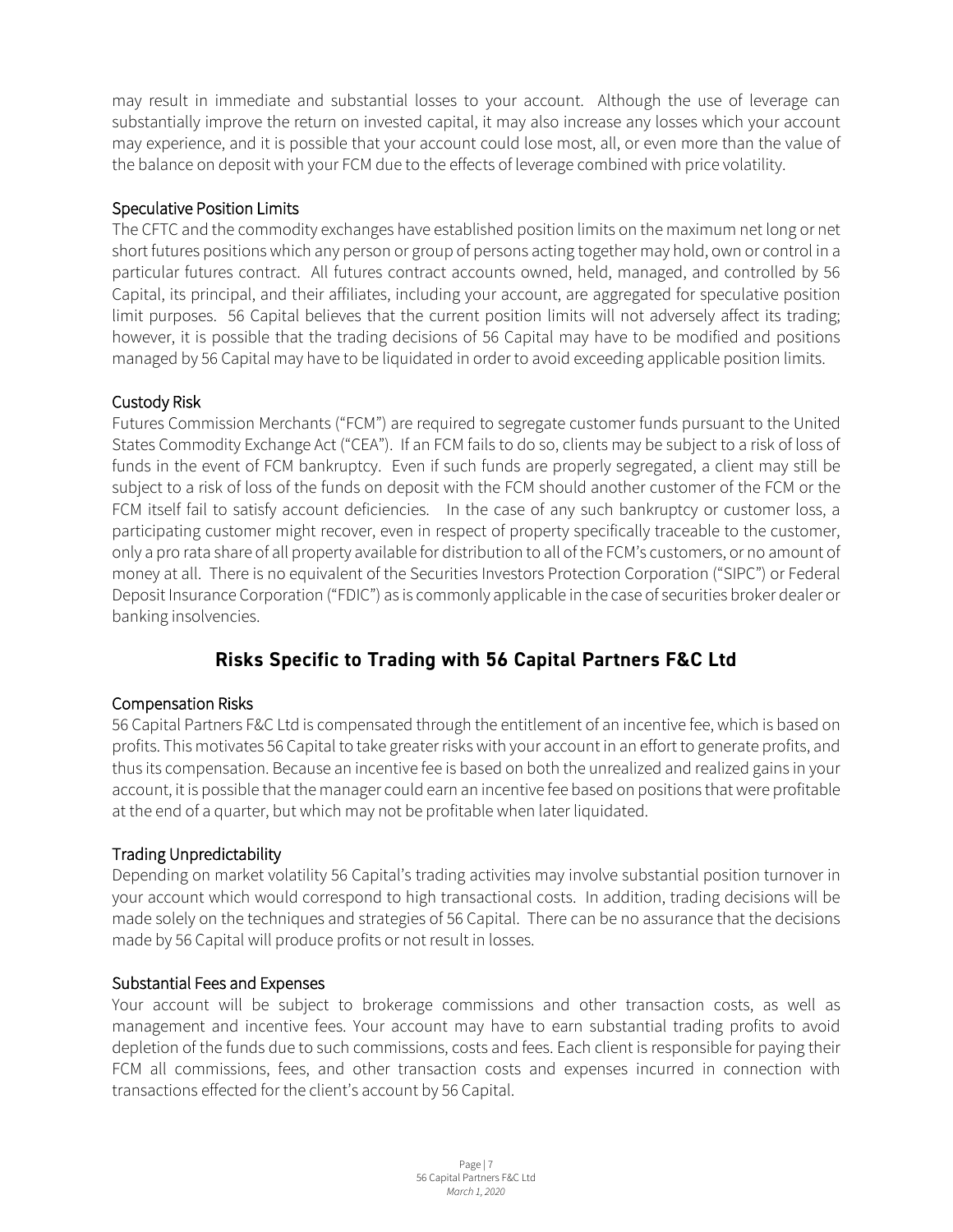may result in immediate and substantial losses to your account. Although the use of leverage can substantially improve the return on invested capital, it may also increase any losses which your account may experience, and it is possible that your account could lose most, all, or even more than the value of the balance on deposit with your FCM due to the effects of leverage combined with price volatility.

### Speculative Position Limits

The CFTC and the commodity exchanges have established position limits on the maximum net long or net short futures positions which any person or group of persons acting together may hold, own or control in a particular futures contract. All futures contract accounts owned, held, managed, and controlled by 56 Capital, its principal, and their affiliates, including your account, are aggregated for speculative position limit purposes. 56 Capital believes that the current position limits will not adversely affect its trading; however, it is possible that the trading decisions of 56 Capital may have to be modified and positions managed by 56 Capital may have to be liquidated in order to avoid exceeding applicable position limits.

### Custody Risk

Futures Commission Merchants ("FCM") are required to segregate customer funds pursuant to the United States Commodity Exchange Act ("CEA"). If an FCM fails to do so, clients may be subject to a risk of loss of funds in the event of FCM bankruptcy. Even if such funds are properly segregated, a client may still be subject to a risk of loss of the funds on deposit with the FCM should another customer of the FCM or the FCM itself fail to satisfy account deficiencies. In the case of any such bankruptcy or customer loss, a participating customer might recover, even in respect of property specifically traceable to the customer, only a pro rata share of all property available for distribution to all of the FCM's customers, or no amount of money at all. There is no equivalent of the Securities Investors Protection Corporation ("SIPC") or Federal Deposit Insurance Corporation ("FDIC") as is commonly applicable in the case of securities broker dealer or banking insolvencies.

## Risks Specific to Trading with 56 Capital Partners F&C Ltd

### Compensation Risks

56 Capital Partners F&C Ltd is compensated through the entitlement of an incentive fee, which is based on profits. This motivates 56 Capital to take greater risks with your account in an effort to generate profits, and thus its compensation. Because an incentive fee is based on both the unrealized and realized gains in your account, it is possible that the manager could earn an incentive fee based on positions that were profitable at the end of a quarter, but which may not be profitable when later liquidated.

### Trading Unpredictability

Depending on market volatility 56 Capital's trading activities may involve substantial position turnover in your account which would correspond to high transactional costs. In addition, trading decisions will be made solely on the techniques and strategies of 56 Capital. There can be no assurance that the decisions made by 56 Capital will produce profits or not result in losses.

### Substantial Fees and Expenses

Your account will be subject to brokerage commissions and other transaction costs, as well as management and incentive fees. Your account may have to earn substantial trading profits to avoid depletion of the funds due to such commissions, costs and fees. Each client is responsible for paying their FCM all commissions, fees, and other transaction costs and expenses incurred in connection with transactions effected for the client's account by 56 Capital.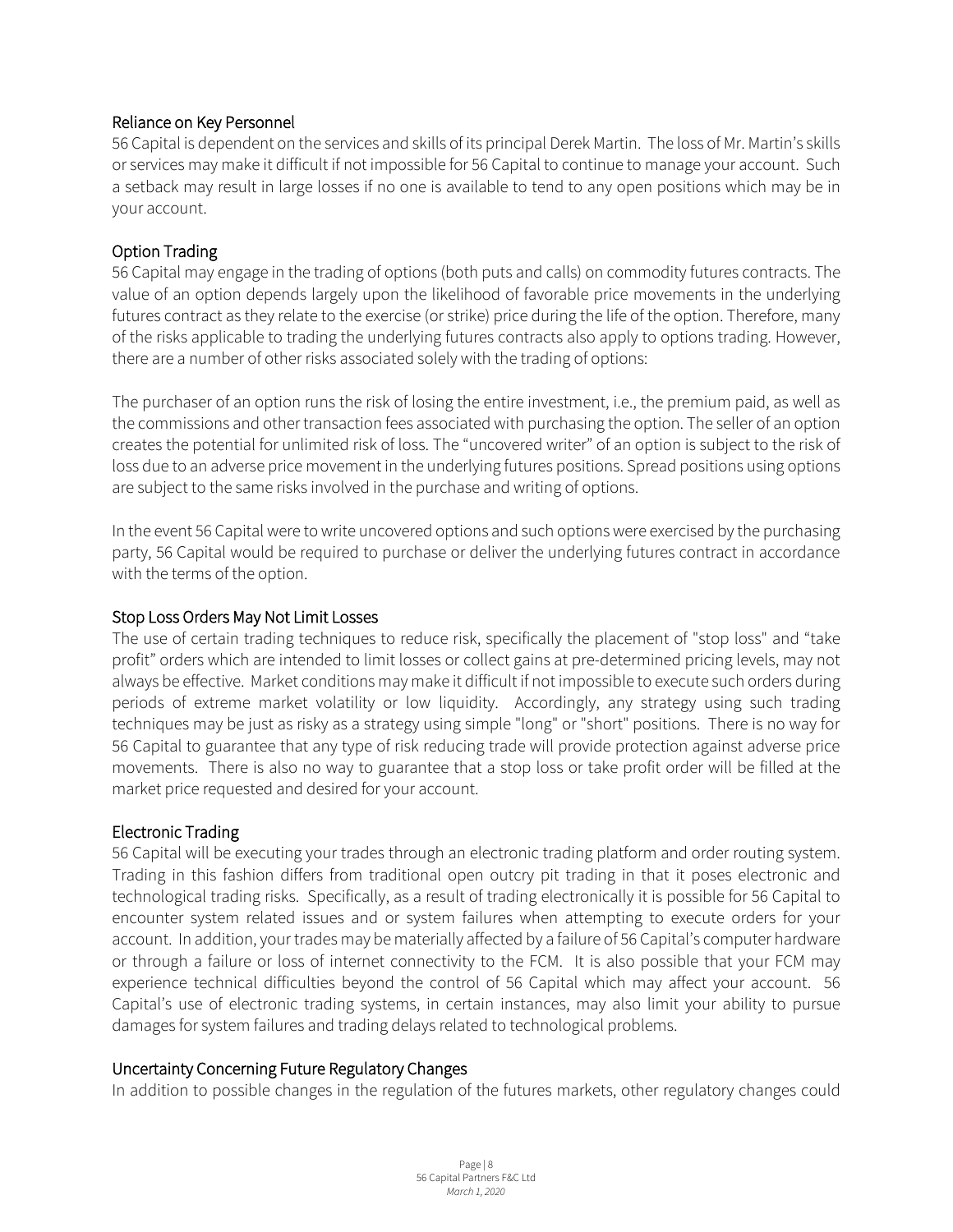### Reliance on Key Personnel

56 Capital is dependent on the services and skills of its principal Derek Martin. The loss of Mr. Martin's skills or services may make it difficult if not impossible for 56 Capital to continue to manage your account. Such a setback may result in large losses if no one is available to tend to any open positions which may be in your account.

### Option Trading

56 Capital may engage in the trading of options (both puts and calls) on commodity futures contracts. The value of an option depends largely upon the likelihood of favorable price movements in the underlying futures contract as they relate to the exercise (or strike) price during the life of the option. Therefore, many of the risks applicable to trading the underlying futures contracts also apply to options trading. However, there are a number of other risks associated solely with the trading of options:

The purchaser of an option runs the risk of losing the entire investment, i.e., the premium paid, as well as the commissions and other transaction fees associated with purchasing the option. The seller of an option creates the potential for unlimited risk of loss. The "uncovered writer" of an option is subject to the risk of loss due to an adverse price movement in the underlying futures positions. Spread positions using options are subject to the same risks involved in the purchase and writing of options.

In the event 56 Capital were to write uncovered options and such options were exercised by the purchasing party, 56 Capital would be required to purchase or deliver the underlying futures contract in accordance with the terms of the option.

### Stop Loss Orders May Not Limit Losses

The use of certain trading techniques to reduce risk, specifically the placement of "stop loss" and "take profit" orders which are intended to limit losses or collect gains at pre-determined pricing levels, may not always be effective. Market conditions may make it difficult if not impossible to execute such orders during periods of extreme market volatility or low liquidity. Accordingly, any strategy using such trading techniques may be just as risky as a strategy using simple "long" or "short" positions. There is no way for 56 Capital to guarantee that any type of risk reducing trade will provide protection against adverse price movements. There is also no way to guarantee that a stop loss or take profit order will be filled at the market price requested and desired for your account.

### Electronic Trading

56 Capital will be executing your trades through an electronic trading platform and order routing system. Trading in this fashion differs from traditional open outcry pit trading in that it poses electronic and technological trading risks. Specifically, as a result of trading electronically it is possible for 56 Capital to encounter system related issues and or system failures when attempting to execute orders for your account. In addition, your trades may be materially affected by a failure of 56 Capital's computer hardware or through a failure or loss of internet connectivity to the FCM. It is also possible that your FCM may experience technical difficulties beyond the control of 56 Capital which may affect your account. 56 Capital's use of electronic trading systems, in certain instances, may also limit your ability to pursue damages for system failures and trading delays related to technological problems.

### Uncertainty Concerning Future Regulatory Changes

In addition to possible changes in the regulation of the futures markets, other regulatory changes could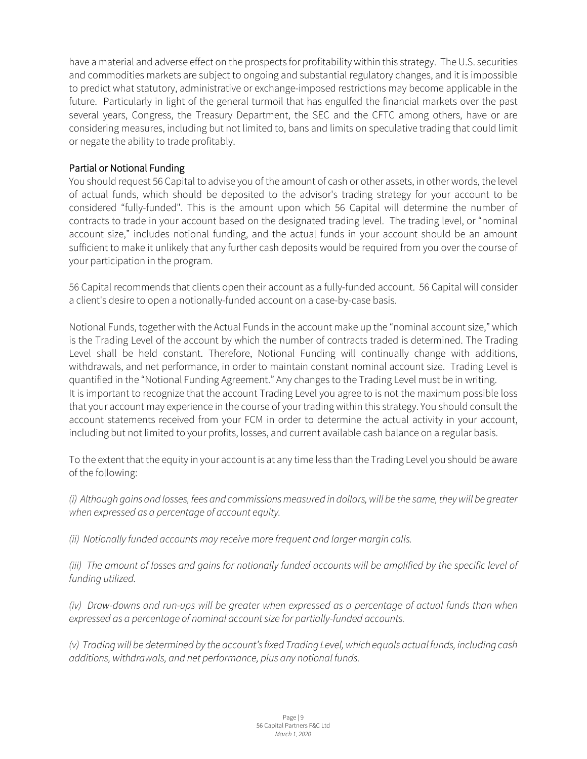have a material and adverse effect on the prospects for profitability within this strategy. The U.S. securities and commodities markets are subject to ongoing and substantial regulatory changes, and it is impossible to predict what statutory, administrative or exchange-imposed restrictions may become applicable in the future. Particularly in light of the general turmoil that has engulfed the financial markets over the past several years, Congress, the Treasury Department, the SEC and the CFTC among others, have or are considering measures, including but not limited to, bans and limits on speculative trading that could limit or negate the ability to trade profitably.

## Partial or Notional Funding

You should request 56 Capital to advise you of the amount of cash or other assets, in other words, the level of actual funds, which should be deposited to the advisor's trading strategy for your account to be considered "fully-funded". This is the amount upon which 56 Capital will determine the number of contracts to trade in your account based on the designated trading level. The trading level, or "nominal account size," includes notional funding, and the actual funds in your account should be an amount sufficient to make it unlikely that any further cash deposits would be required from you over the course of your participation in the program.

56 Capital recommends that clients open their account as a fully-funded account. 56 Capital will consider a client's desire to open a notionally-funded account on a case-by-case basis.

Notional Funds, together with the Actual Funds in the account make up the "nominal account size," which is the Trading Level of the account by which the number of contracts traded is determined. The Trading Level shall be held constant. Therefore, Notional Funding will continually change with additions, withdrawals, and net performance, in order to maintain constant nominal account size. Trading Level is quantified in the "Notional Funding Agreement." Any changes to the Trading Level must be in writing.
It is important to recognize that the account Trading Level you agree to is not the maximum possible loss that your account may experience in the course of your trading within this strategy. You should consult the account statements received from your FCM in order to determine the actual activity in your account, including but not limited to your profits, losses, and current available cash balance on a regular basis.

To the extent that the equity in your account is at any time less than the Trading Level you should be aware of the following:

*(i) Although gains and losses, fees and commissions measured in dollars, will be the same, they will be greater when expressed as a percentage of account equity.*

*(ii) Notionally funded accounts may receive more frequent and larger margin calls.*

*(iii) The amount of losses and gains for notionally funded accounts will be amplified by the specific level of funding utilized.*

*(iv) Draw-downs and run-ups will be greater when expressed as a percentage of actual funds than when expressed as a percentage of nominal account size for partially-funded accounts.*

*(v) Trading will be determined by the account's fixed Trading Level, which equals actual funds, including cash additions, withdrawals, and net performance, plus any notional funds.*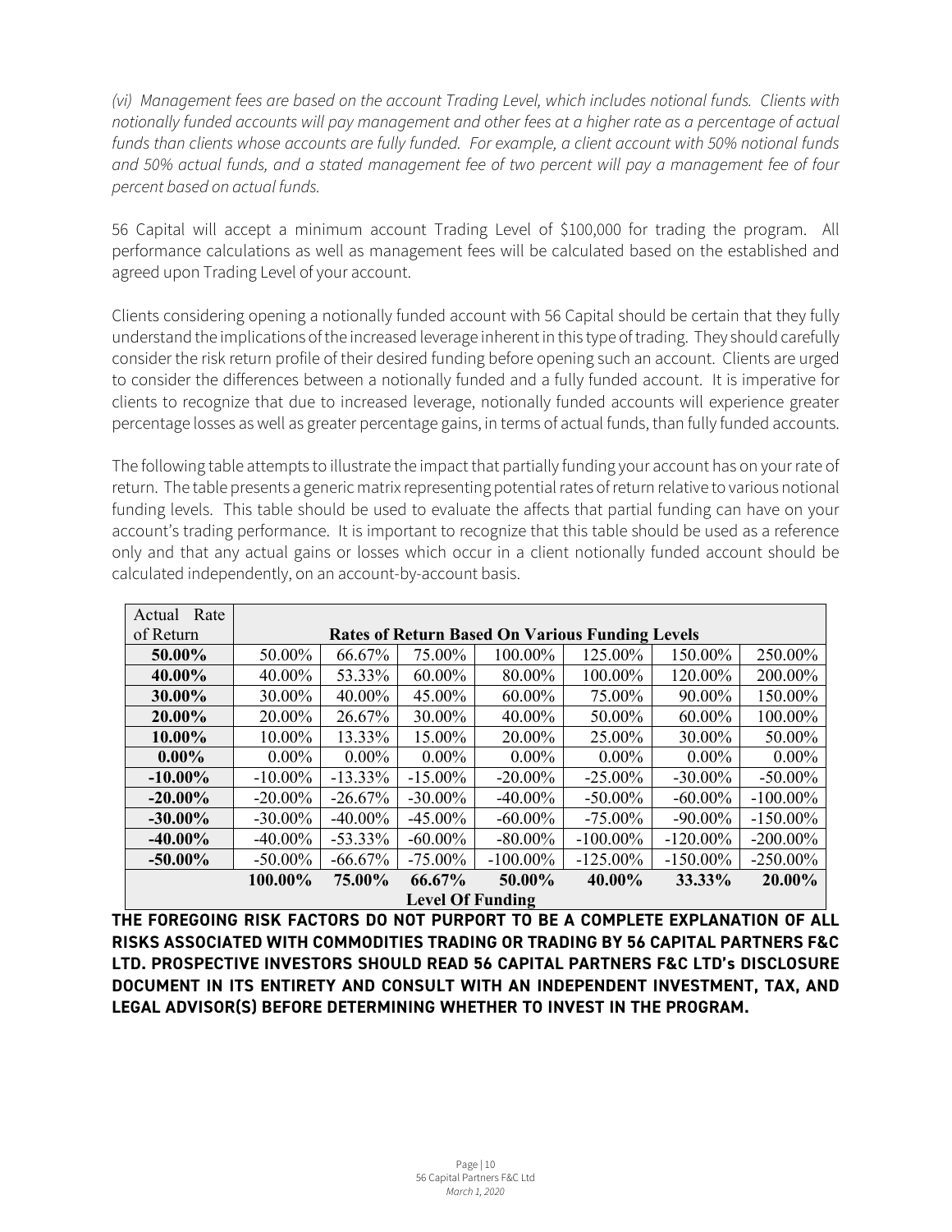*(vi) Management fees are based on the account Trading Level, which includes notional funds. Clients with notionally funded accounts will pay management and other fees at a higher rate as a percentage of actual funds than clients whose accounts are fully funded. For example, a client account with 50% notional funds and 50% actual funds, and a stated management fee of two percent will pay a management fee of four percent based on actual funds.*

56 Capital will accept a minimum account Trading Level of $100,000 for trading the program. All performance calculations as well as management fees will be calculated based on the established and agreed upon Trading Level of your account.

Clients considering opening a notionally funded account with 56 Capital should be certain that they fully understand the implications of the increased leverage inherent in this type of trading. They should carefully consider the risk return profile of their desired funding before opening such an account. Clients are urged to consider the differences between a notionally funded and a fully funded account. It is imperative for clients to recognize that due to increased leverage, notionally funded accounts will experience greater percentage losses as well as greater percentage gains, in terms of actual funds, than fully funded accounts.

The following table attempts to illustrate the impact that partially funding your account has on your rate of return. The table presents a generic matrix representing potential rates of return relative to various notional funding levels. This table should be used to evaluate the affects that partial funding can have on your account's trading performance. It is important to recognize that this table should be used as a reference only and that any actual gains or losses which occur in a client notionally funded account should be calculated independently, on an account-by-account basis.

| Actual Rate of Return | Rates of Return Based On Various Funding Levels | | | | | | |
|---|---|---|---|---|---|---|---|
| **50.00%** | 50.00% | 66.67% | 75.00% | 100.00% | 125.00% | 150.00% | 250.00% |
| **40.00%** | 40.00% | 53.33% | 60.00% | 80.00% | 100.00% | 120.00% | 200.00% |
| **30.00%** | 30.00% | 40.00% | 45.00% | 60.00% | 75.00% | 90.00% | 150.00% |
| **20.00%** | 20.00% | 26.67% | 30.00% | 40.00% | 50.00% | 60.00% | 100.00% |
| **10.00%** | 10.00% | 13.33% | 15.00% | 20.00% | 25.00% | 30.00% | 50.00% |
| **0.00%** | 0.00% | 0.00% | 0.00% | 0.00% | 0.00% | 0.00% | 0.00% |
| **-10.00%** | -10.00% | -13.33% | -15.00% | -20.00% | -25.00% | -30.00% | -50.00% |
| **-20.00%** | -20.00% | -26.67% | -30.00% | -40.00% | -50.00% | -60.00% | -100.00% |
| **-30.00%** | -30.00% | -40.00% | -45.00% | -60.00% | -75.00% | -90.00% | -150.00% |
| **-40.00%** | -40.00% | -53.33% | -60.00% | -80.00% | -100.00% | -120.00% | -200.00% |
| **-50.00%** | -50.00% | -66.67% | -75.00% | -100.00% | -125.00% | -150.00% | -250.00% |
| | **100.00%** | **75.00%** | **66.67%** | **50.00%** | **40.00%** | **33.33%** | **20.00%** |
| | **Level Of Funding** | | | | | | |

**THE FOREGOING RISK FACTORS DO NOT PURPORT TO BE A COMPLETE EXPLANATION OF ALL RISKS ASSOCIATED WITH COMMODITIES TRADING OR TRADING BY 56 CAPITAL PARTNERS F&C LTD. PROSPECTIVE INVESTORS SHOULD READ 56 CAPITAL PARTNERS F&C LTD's DISCLOSURE DOCUMENT IN ITS ENTIRETY AND CONSULT WITH AN INDEPENDENT INVESTMENT, TAX, AND LEGAL ADVISOR(S) BEFORE DETERMINING WHETHER TO INVEST IN THE PROGRAM.**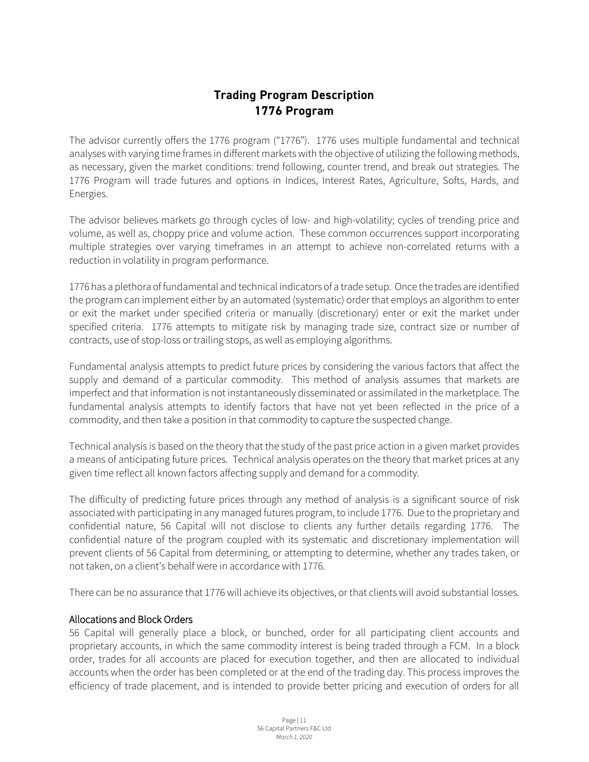# Trading Program Description
# 1776 Program

The advisor currently offers the 1776 program ("1776"). 1776 uses multiple fundamental and technical analyses with varying time frames in different markets with the objective of utilizing the following methods, as necessary, given the market conditions: trend following, counter trend, and break out strategies. The 1776 Program will trade futures and options in Indices, Interest Rates, Agriculture, Softs, Hards, and Energies.

The advisor believes markets go through cycles of low- and high-volatility; cycles of trending price and volume, as well as, choppy price and volume action. These common occurrences support incorporating multiple strategies over varying timeframes in an attempt to achieve non-correlated returns with a reduction in volatility in program performance.

1776 has a plethora of fundamental and technical indicators of a trade setup. Once the trades are identified the program can implement either by an automated (systematic) order that employs an algorithm to enter or exit the market under specified criteria or manually (discretionary) enter or exit the market under specified criteria. 1776 attempts to mitigate risk by managing trade size, contract size or number of contracts, use of stop-loss or trailing stops, as well as employing algorithms.

Fundamental analysis attempts to predict future prices by considering the various factors that affect the supply and demand of a particular commodity. This method of analysis assumes that markets are imperfect and that information is not instantaneously disseminated or assimilated in the marketplace. The fundamental analysis attempts to identify factors that have not yet been reflected in the price of a commodity, and then take a position in that commodity to capture the suspected change.

Technical analysis is based on the theory that the study of the past price action in a given market provides a means of anticipating future prices. Technical analysis operates on the theory that market prices at any given time reflect all known factors affecting supply and demand for a commodity.

The difficulty of predicting future prices through any method of analysis is a significant source of risk associated with participating in any managed futures program, to include 1776. Due to the proprietary and confidential nature, 56 Capital will not disclose to clients any further details regarding 1776. The confidential nature of the program coupled with its systematic and discretionary implementation will prevent clients of 56 Capital from determining, or attempting to determine, whether any trades taken, or not taken, on a client's behalf were in accordance with 1776.

There can be no assurance that 1776 will achieve its objectives, or that clients will avoid substantial losses.

## Allocations and Block Orders

56 Capital will generally place a block, or bunched, order for all participating client accounts and proprietary accounts, in which the same commodity interest is being traded through a FCM. In a block order, trades for all accounts are placed for execution together, and then are allocated to individual accounts when the order has been completed or at the end of the trading day. This process improves the efficiency of trade placement, and is intended to provide better pricing and execution of orders for all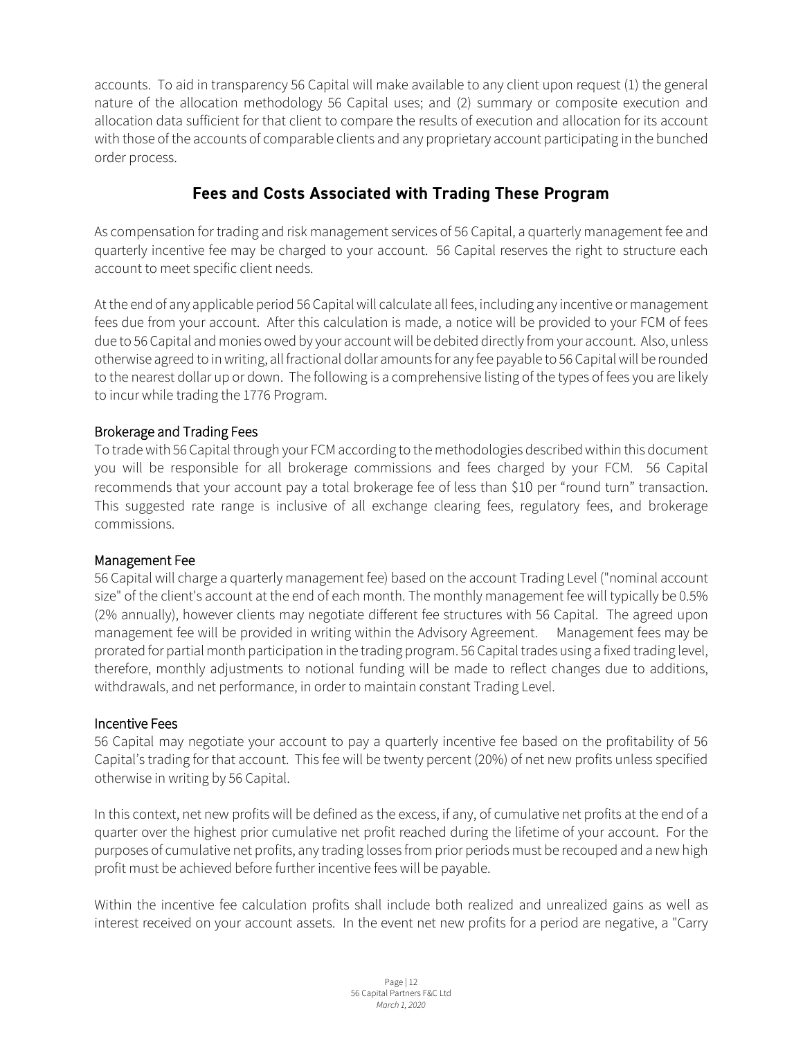accounts. To aid in transparency 56 Capital will make available to any client upon request (1) the general nature of the allocation methodology 56 Capital uses; and (2) summary or composite execution and allocation data sufficient for that client to compare the results of execution and allocation for its account with those of the accounts of comparable clients and any proprietary account participating in the bunched order process.

## Fees and Costs Associated with Trading These Program

As compensation for trading and risk management services of 56 Capital, a quarterly management fee and quarterly incentive fee may be charged to your account. 56 Capital reserves the right to structure each account to meet specific client needs.

At the end of any applicable period 56 Capital will calculate all fees, including any incentive or management fees due from your account. After this calculation is made, a notice will be provided to your FCM of fees due to 56 Capital and monies owed by your account will be debited directly from your account. Also, unless otherwise agreed to in writing, all fractional dollar amounts for any fee payable to 56 Capital will be rounded to the nearest dollar up or down. The following is a comprehensive listing of the types of fees you are likely to incur while trading the 1776 Program.

### Brokerage and Trading Fees

To trade with 56 Capital through your FCM according to the methodologies described within this document you will be responsible for all brokerage commissions and fees charged by your FCM. 56 Capital recommends that your account pay a total brokerage fee of less than $10 per "round turn" transaction. This suggested rate range is inclusive of all exchange clearing fees, regulatory fees, and brokerage commissions.

### Management Fee

56 Capital will charge a quarterly management fee) based on the account Trading Level ("nominal account size" of the client's account at the end of each month. The monthly management fee will typically be 0.5% (2% annually), however clients may negotiate different fee structures with 56 Capital. The agreed upon management fee will be provided in writing within the Advisory Agreement. Management fees may be prorated for partial month participation in the trading program. 56 Capital trades using a fixed trading level, therefore, monthly adjustments to notional funding will be made to reflect changes due to additions, withdrawals, and net performance, in order to maintain constant Trading Level.

### Incentive Fees

56 Capital may negotiate your account to pay a quarterly incentive fee based on the profitability of 56 Capital's trading for that account. This fee will be twenty percent (20%) of net new profits unless specified otherwise in writing by 56 Capital.

In this context, net new profits will be defined as the excess, if any, of cumulative net profits at the end of a quarter over the highest prior cumulative net profit reached during the lifetime of your account. For the purposes of cumulative net profits, any trading losses from prior periods must be recouped and a new high profit must be achieved before further incentive fees will be payable.

Within the incentive fee calculation profits shall include both realized and unrealized gains as well as interest received on your account assets. In the event net new profits for a period are negative, a "Carry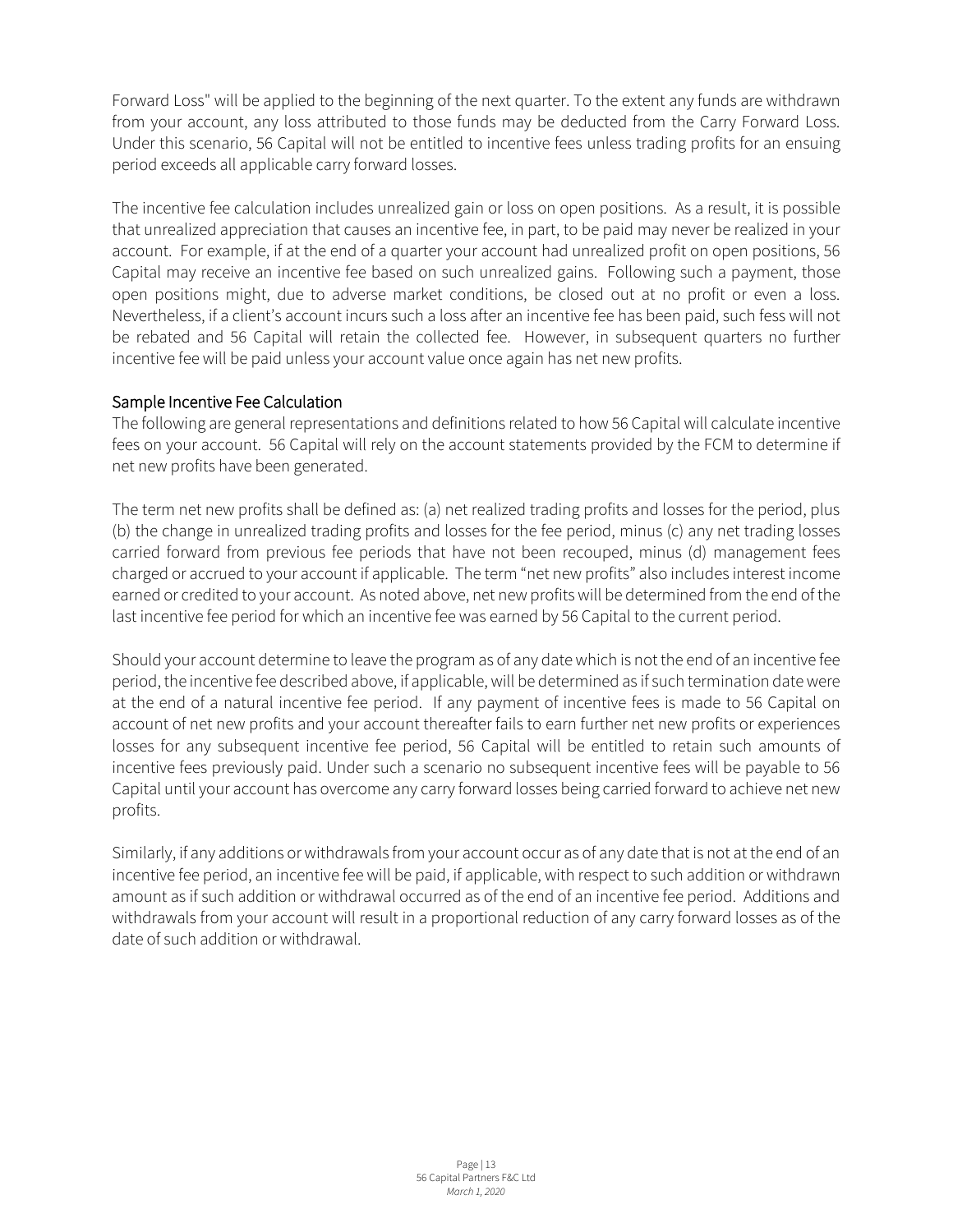Forward Loss" will be applied to the beginning of the next quarter. To the extent any funds are withdrawn from your account, any loss attributed to those funds may be deducted from the Carry Forward Loss. Under this scenario, 56 Capital will not be entitled to incentive fees unless trading profits for an ensuing period exceeds all applicable carry forward losses.

The incentive fee calculation includes unrealized gain or loss on open positions. As a result, it is possible that unrealized appreciation that causes an incentive fee, in part, to be paid may never be realized in your account. For example, if at the end of a quarter your account had unrealized profit on open positions, 56 Capital may receive an incentive fee based on such unrealized gains. Following such a payment, those open positions might, due to adverse market conditions, be closed out at no profit or even a loss. Nevertheless, if a client's account incurs such a loss after an incentive fee has been paid, such fess will not be rebated and 56 Capital will retain the collected fee. However, in subsequent quarters no further incentive fee will be paid unless your account value once again has net new profits.

### Sample Incentive Fee Calculation

The following are general representations and definitions related to how 56 Capital will calculate incentive fees on your account. 56 Capital will rely on the account statements provided by the FCM to determine if net new profits have been generated.

The term net new profits shall be defined as: (a) net realized trading profits and losses for the period, plus (b) the change in unrealized trading profits and losses for the fee period, minus (c) any net trading losses carried forward from previous fee periods that have not been recouped, minus (d) management fees charged or accrued to your account if applicable. The term "net new profits" also includes interest income earned or credited to your account. As noted above, net new profits will be determined from the end of the last incentive fee period for which an incentive fee was earned by 56 Capital to the current period.

Should your account determine to leave the program as of any date which is not the end of an incentive fee period, the incentive fee described above, if applicable, will be determined as if such termination date were at the end of a natural incentive fee period. If any payment of incentive fees is made to 56 Capital on account of net new profits and your account thereafter fails to earn further net new profits or experiences losses for any subsequent incentive fee period, 56 Capital will be entitled to retain such amounts of incentive fees previously paid. Under such a scenario no subsequent incentive fees will be payable to 56 Capital until your account has overcome any carry forward losses being carried forward to achieve net new profits.

Similarly, if any additions or withdrawals from your account occur as of any date that is not at the end of an incentive fee period, an incentive fee will be paid, if applicable, with respect to such addition or withdrawn amount as if such addition or withdrawal occurred as of the end of an incentive fee period. Additions and withdrawals from your account will result in a proportional reduction of any carry forward losses as of the date of such addition or withdrawal.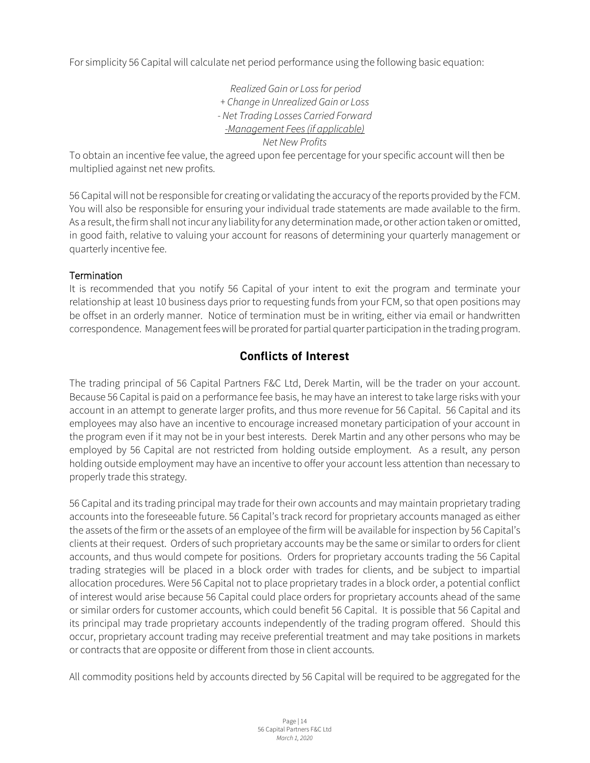For simplicity 56 Capital will calculate net period performance using the following basic equation:

*Realized Gain or Loss for period*
*+ Change in Unrealized Gain or Loss*
*- Net Trading Losses Carried Forward*
*-Management Fees (if applicable)*
*Net New Profits*

To obtain an incentive fee value, the agreed upon fee percentage for your specific account will then be multiplied against net new profits.

56 Capital will not be responsible for creating or validating the accuracy of the reports provided by the FCM. You will also be responsible for ensuring your individual trade statements are made available to the firm. As a result, the firm shall not incur any liability for any determination made, or other action taken or omitted, in good faith, relative to valuing your account for reasons of determining your quarterly management or quarterly incentive fee.

### Termination

It is recommended that you notify 56 Capital of your intent to exit the program and terminate your relationship at least 10 business days prior to requesting funds from your FCM, so that open positions may be offset in an orderly manner. Notice of termination must be in writing, either via email or handwritten correspondence. Management fees will be prorated for partial quarter participation in the trading program.

## Conflicts of Interest

The trading principal of 56 Capital Partners F&C Ltd, Derek Martin, will be the trader on your account. Because 56 Capital is paid on a performance fee basis, he may have an interest to take large risks with your account in an attempt to generate larger profits, and thus more revenue for 56 Capital. 56 Capital and its employees may also have an incentive to encourage increased monetary participation of your account in the program even if it may not be in your best interests. Derek Martin and any other persons who may be employed by 56 Capital are not restricted from holding outside employment. As a result, any person holding outside employment may have an incentive to offer your account less attention than necessary to properly trade this strategy.

56 Capital and its trading principal may trade for their own accounts and may maintain proprietary trading accounts into the foreseeable future. 56 Capital's track record for proprietary accounts managed as either the assets of the firm or the assets of an employee of the firm will be available for inspection by 56 Capital's clients at their request. Orders of such proprietary accounts may be the same or similar to orders for client accounts, and thus would compete for positions. Orders for proprietary accounts trading the 56 Capital trading strategies will be placed in a block order with trades for clients, and be subject to impartial allocation procedures. Were 56 Capital not to place proprietary trades in a block order, a potential conflict of interest would arise because 56 Capital could place orders for proprietary accounts ahead of the same or similar orders for customer accounts, which could benefit 56 Capital. It is possible that 56 Capital and its principal may trade proprietary accounts independently of the trading program offered. Should this occur, proprietary account trading may receive preferential treatment and may take positions in markets or contracts that are opposite or different from those in client accounts.

All commodity positions held by accounts directed by 56 Capital will be required to be aggregated for the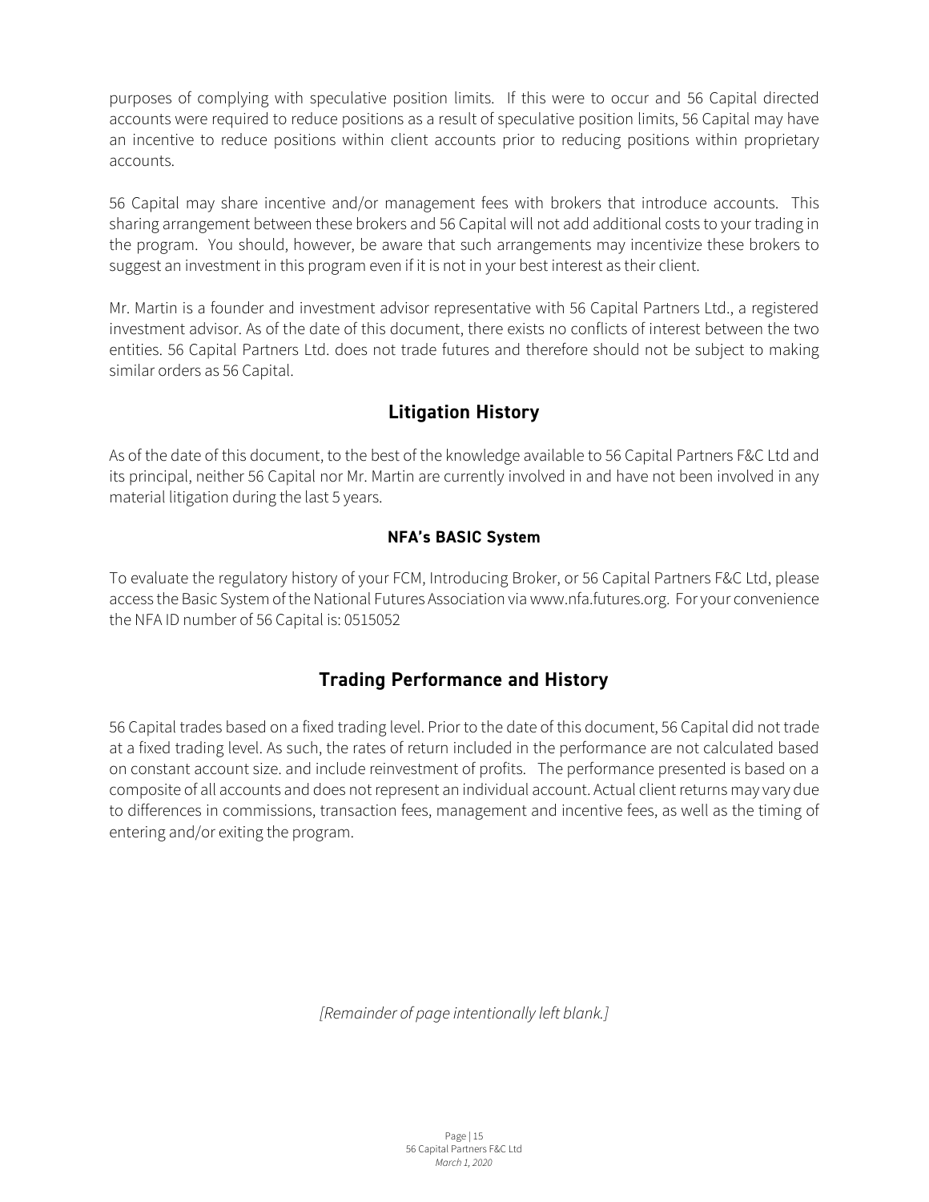purposes of complying with speculative position limits. If this were to occur and 56 Capital directed accounts were required to reduce positions as a result of speculative position limits, 56 Capital may have an incentive to reduce positions within client accounts prior to reducing positions within proprietary accounts.

56 Capital may share incentive and/or management fees with brokers that introduce accounts. This sharing arrangement between these brokers and 56 Capital will not add additional costs to your trading in the program. You should, however, be aware that such arrangements may incentivize these brokers to suggest an investment in this program even if it is not in your best interest as their client.

Mr. Martin is a founder and investment advisor representative with 56 Capital Partners Ltd., a registered investment advisor. As of the date of this document, there exists no conflicts of interest between the two entities. 56 Capital Partners Ltd. does not trade futures and therefore should not be subject to making similar orders as 56 Capital.

## Litigation History

As of the date of this document, to the best of the knowledge available to 56 Capital Partners F&C Ltd and its principal, neither 56 Capital nor Mr. Martin are currently involved in and have not been involved in any material litigation during the last 5 years.

### NFA's BASIC System

To evaluate the regulatory history of your FCM, Introducing Broker, or 56 Capital Partners F&C Ltd, please access the Basic System of the National Futures Association via www.nfa.futures.org. For your convenience the NFA ID number of 56 Capital is: 0515052

## Trading Performance and History

56 Capital trades based on a fixed trading level. Prior to the date of this document, 56 Capital did not trade at a fixed trading level. As such, the rates of return included in the performance are not calculated based on constant account size. and include reinvestment of profits. The performance presented is based on a composite of all accounts and does not represent an individual account. Actual client returns may vary due to differences in commissions, transaction fees, management and incentive fees, as well as the timing of entering and/or exiting the program.

*[Remainder of page intentionally left blank.]*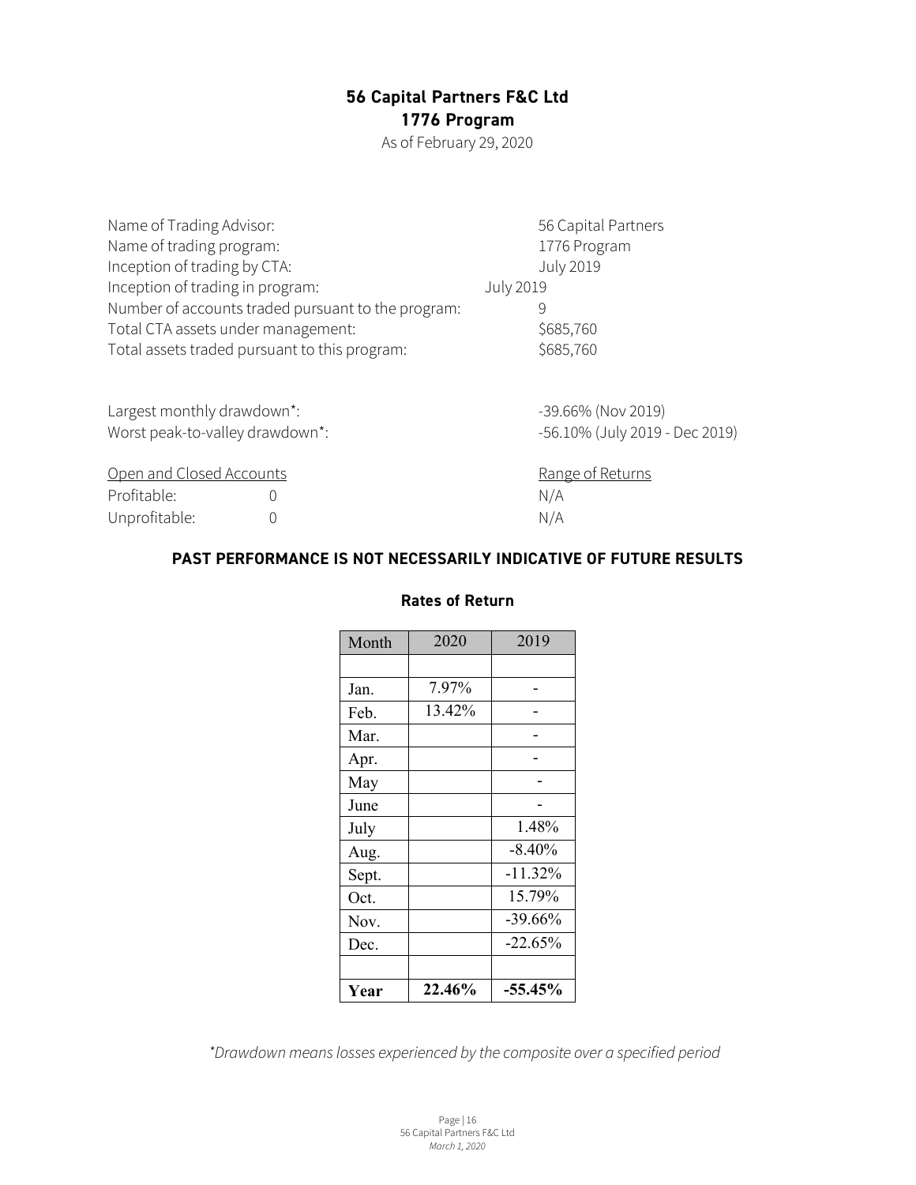# 56 Capital Partners F&C Ltd
## 1776 Program

As of February 29, 2020

| | |
|---|---|
| Name of Trading Advisor: | 56 Capital Partners |
| Name of trading program: | 1776 Program |
| Inception of trading by CTA: | July 2019 |
| Inception of trading in program: | July 2019 |
| Number of accounts traded pursuant to the program: | 9 |
| Total CTA assets under management: | $685,760 |
| Total assets traded pursuant to this program: | $685,760 |

| | |
|---|---|
| Largest monthly drawdown*: | -39.66% (Nov 2019) |
| Worst peak-to-valley drawdown*: | -56.10% (July 2019 - Dec 2019) |

| Open and Closed Accounts | | Range of Returns |
|---|---|---|
| Profitable: | 0 | N/A |
| Unprofitable: | 0 | N/A |

**PAST PERFORMANCE IS NOT NECESSARILY INDICATIVE OF FUTURE RESULTS**

### Rates of Return

| Month | 2020 | 2019 |
|---|---|---|
| | | |
| Jan. | 7.97% | - |
| Feb. | 13.42% | - |
| Mar. | | - |
| Apr. | | - |
| May | | - |
| June | | - |
| July | | 1.48% |
| Aug. | | -8.40% |
| Sept. | | -11.32% |
| Oct. | | 15.79% |
| Nov. | | -39.66% |
| Dec. | | -22.65% |
| | | |
| **Year** | **22.46%** | **-55.45%** |

*\*Drawdown means losses experienced by the composite over a specified period*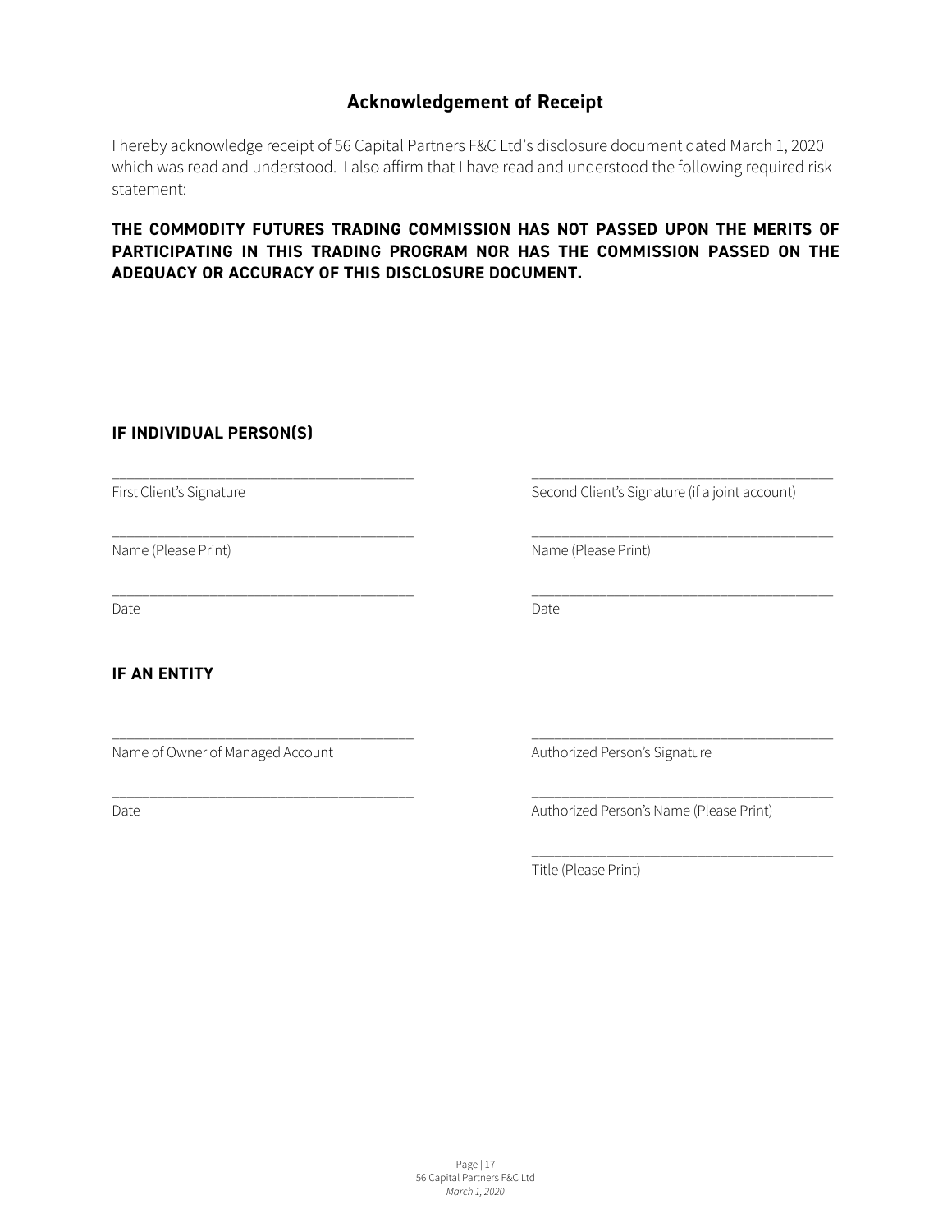## Acknowledgement of Receipt

I hereby acknowledge receipt of 56 Capital Partners F&C Ltd's disclosure document dated March 1, 2020 which was read and understood. I also affirm that I have read and understood the following required risk statement:

**THE COMMODITY FUTURES TRADING COMMISSION HAS NOT PASSED UPON THE MERITS OF PARTICIPATING IN THIS TRADING PROGRAM NOR HAS THE COMMISSION PASSED ON THE ADEQUACY OR ACCURACY OF THIS DISCLOSURE DOCUMENT.**

**IF INDIVIDUAL PERSON(S)**

| | |
|---|---|
| _______________________________ | _______________________________ |
| First Client's Signature | Second Client's Signature (if a joint account) |
| _______________________________ | _______________________________ |
| Name (Please Print) | Name (Please Print) |
| _______________________________ | _______________________________ |
| Date | Date |

**IF AN ENTITY**

| | |
|---|---|
| _______________________________ | _______________________________ |
| Name of Owner of Managed Account | Authorized Person's Signature |
| _______________________________ | _______________________________ |
| Date | Authorized Person's Name (Please Print) |
| | _______________________________ |
| | Title (Please Print) |